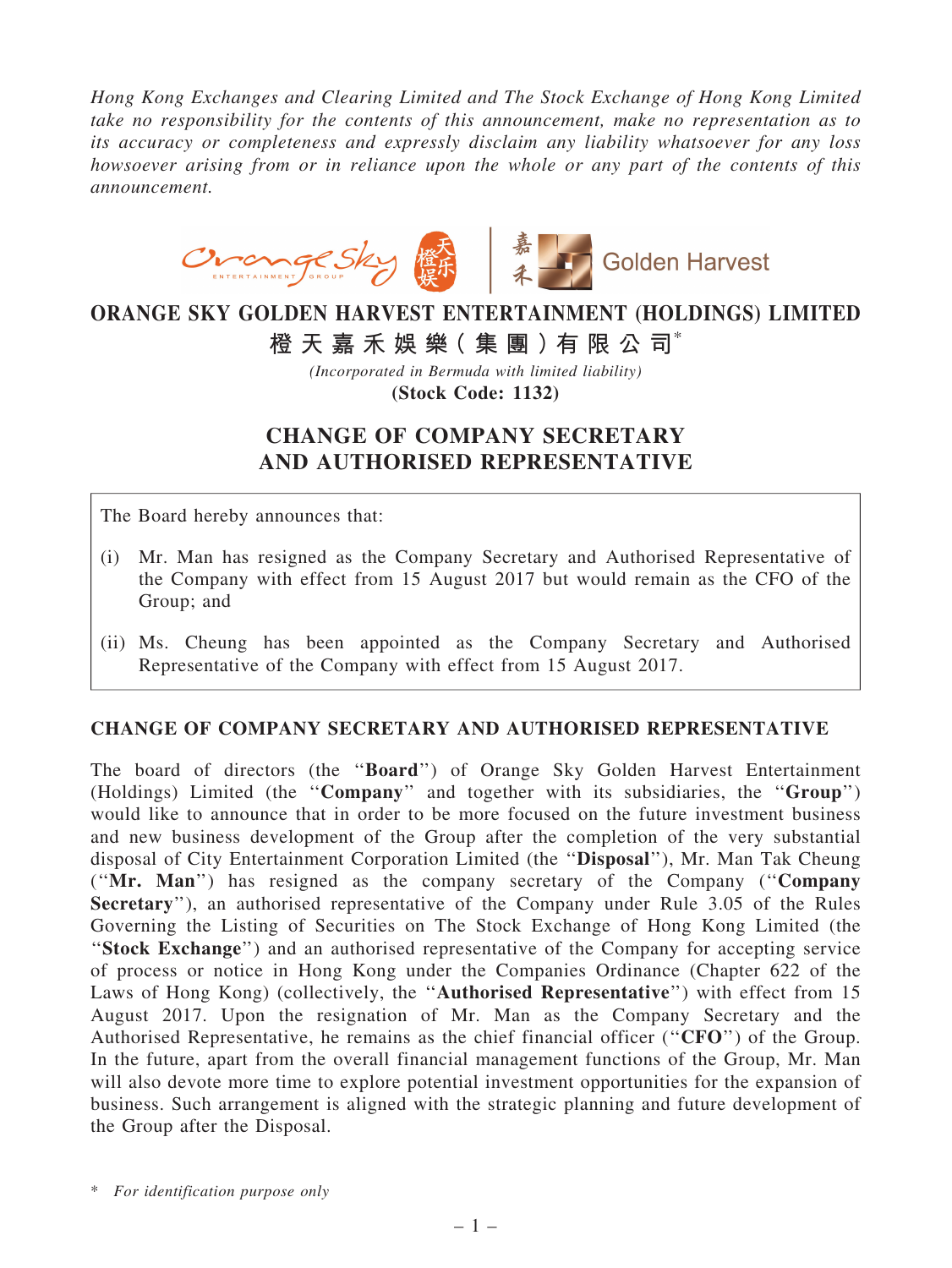*Hong Kong Exchanges and Clearing Limited and The Stock Exchange of Hong Kong Limited take no responsibility for the contents of this announcement, make no representation as to its accuracy or completeness and expressly disclaim any liability whatsoever for any loss howsoever arising from or in reliance upon the whole or any part of the contents of this announcement.*

# ORANGE SKY GOLDEN HARVEST ENTERTAINMENT (HOLDINGS) LIMITED

# 橙天嘉禾娛樂(集團)有限公司*

*(Incorporated in Bermuda with limited liability)*

**(Stock Code: 1132)**

## CHANGE OF COMPANY SECRETARY AND AUTHORISED REPRESENTATIVE

The Board hereby announces that:

(i) Mr. Man has resigned as the Company Secretary and Authorised Representative of the Company with effect from 15 August 2017 but would remain as the CFO of the Group; and

(ii) Ms. Cheung has been appointed as the Company Secretary and Authorised Representative of the Company with effect from 15 August 2017.

### CHANGE OF COMPANY SECRETARY AND AUTHORISED REPRESENTATIVE

The board of directors (the "**Board**") of Orange Sky Golden Harvest Entertainment (Holdings) Limited (the "**Company**" and together with its subsidiaries, the "**Group**") would like to announce that in order to be more focused on the future investment business and new business development of the Group after the completion of the very substantial disposal of City Entertainment Corporation Limited (the "**Disposal**"), Mr. Man Tak Cheung ("**Mr. Man**") has resigned as the company secretary of the Company ("**Company Secretary**"), an authorised representative of the Company under Rule 3.05 of the Rules Governing the Listing of Securities on The Stock Exchange of Hong Kong Limited (the "**Stock Exchange**") and an authorised representative of the Company for accepting service of process or notice in Hong Kong under the Companies Ordinance (Chapter 622 of the Laws of Hong Kong) (collectively, the "**Authorised Representative**") with effect from 15 August 2017. Upon the resignation of Mr. Man as the Company Secretary and the Authorised Representative, he remains as the chief financial officer ("**CFO**") of the Group. In the future, apart from the overall financial management functions of the Group, Mr. Man will also devote more time to explore potential investment opportunities for the expansion of business. Such arrangement is aligned with the strategic planning and future development of the Group after the Disposal.

\* *For identification purpose only*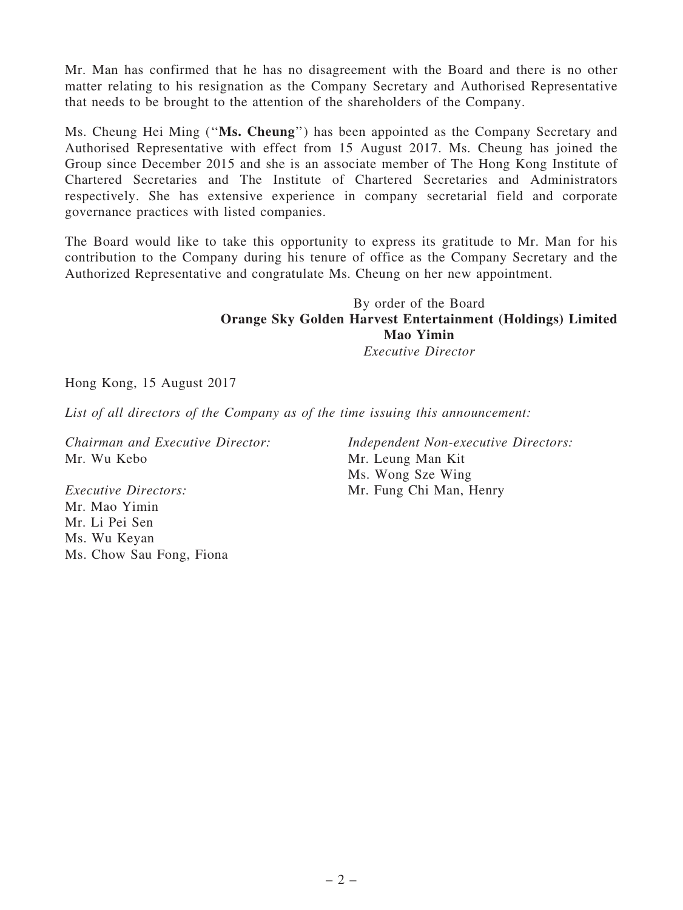Mr. Man has confirmed that he has no disagreement with the Board and there is no other matter relating to his resignation as the Company Secretary and Authorised Representative that needs to be brought to the attention of the shareholders of the Company.

Ms. Cheung Hei Ming ("**Ms. Cheung**") has been appointed as the Company Secretary and Authorised Representative with effect from 15 August 2017. Ms. Cheung has joined the Group since December 2015 and she is an associate member of The Hong Kong Institute of Chartered Secretaries and The Institute of Chartered Secretaries and Administrators respectively. She has extensive experience in company secretarial field and corporate governance practices with listed companies.

The Board would like to take this opportunity to express its gratitude to Mr. Man for his contribution to the Company during his tenure of office as the Company Secretary and the Authorized Representative and congratulate Ms. Cheung on her new appointment.

By order of the Board
**Orange Sky Golden Harvest Entertainment (Holdings) Limited**
**Mao Yimin**
*Executive Director*

Hong Kong, 15 August 2017

*List of all directors of the Company as of the time issuing this announcement:*

*Chairman and Executive Director:*
Mr. Wu Kebo

*Executive Directors:*
Mr. Mao Yimin
Mr. Li Pei Sen
Ms. Wu Keyan
Ms. Chow Sau Fong, Fiona

*Independent Non-executive Directors:*
Mr. Leung Man Kit
Ms. Wong Sze Wing
Mr. Fung Chi Man, Henry